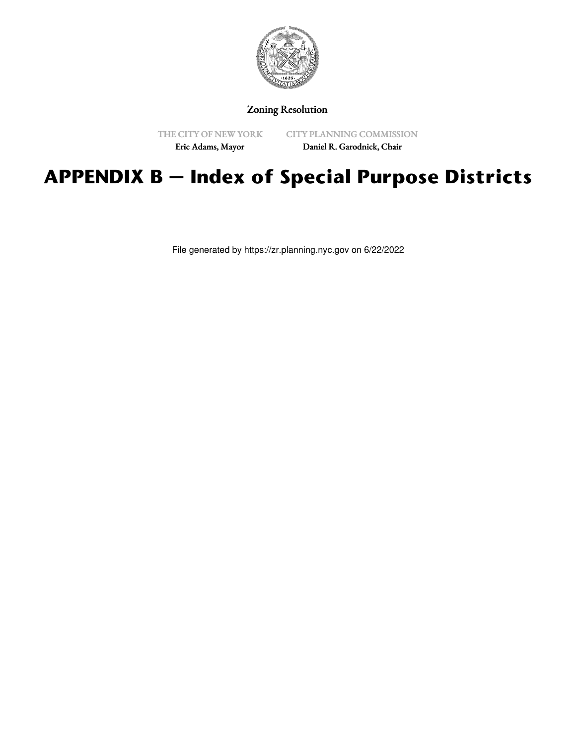Zoning Resolution

THE CITY OF NEW YORK
Eric Adams, Mayor

CITY PLANNING COMMISSION
Daniel R. Garodnick, Chair

# APPENDIX B — Index of Special Purpose Districts

File generated by https://zr.planning.nyc.gov on 6/22/2022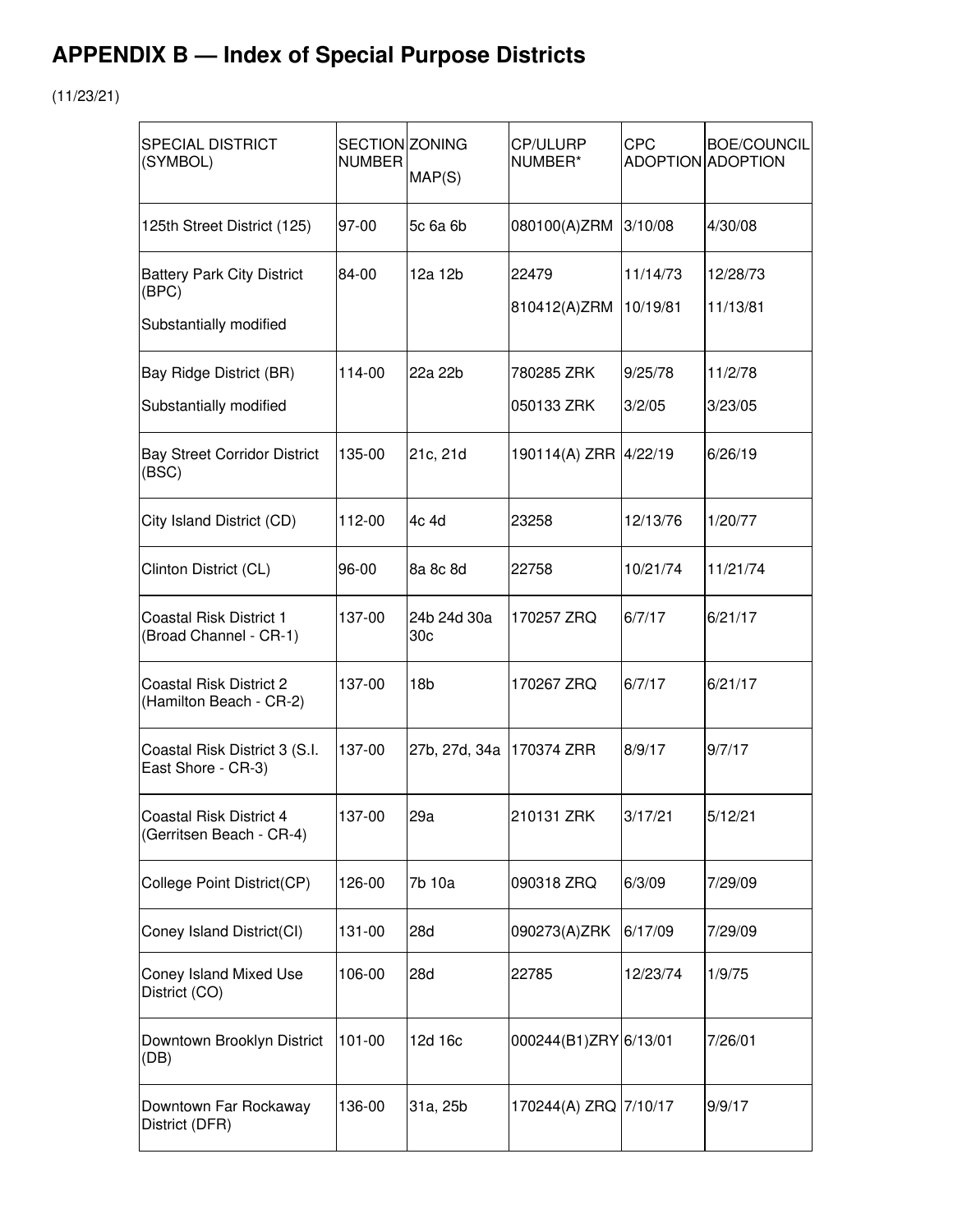# APPENDIX B — Index of Special Purpose Districts

(11/23/21)

| SPECIAL DISTRICT (SYMBOL) | SECTION NUMBER | ZONING MAP(S) | CP/ULURP NUMBER* | CPC ADOPTION | BOE/COUNCIL ADOPTION |
|---|---|---|---|---|---|
| 125th Street District (125) | 97-00 | 5c 6a 6b | 080100(A)ZRM | 3/10/08 | 4/30/08 |
| Battery Park City District (BPC)<br>Substantially modified | 84-00 | 12a 12b | 22479<br>810412(A)ZRM | 11/14/73<br>10/19/81 | 12/28/73<br>11/13/81 |
| Bay Ridge District (BR)<br>Substantially modified | 114-00 | 22a 22b | 780285 ZRK<br>050133 ZRK | 9/25/78<br>3/2/05 | 11/2/78<br>3/23/05 |
| Bay Street Corridor District (BSC) | 135-00 | 21c, 21d | 190114(A) ZRR | 4/22/19 | 6/26/19 |
| City Island District (CD) | 112-00 | 4c 4d | 23258 | 12/13/76 | 1/20/77 |
| Clinton District (CL) | 96-00 | 8a 8c 8d | 22758 | 10/21/74 | 11/21/74 |
| Coastal Risk District 1 (Broad Channel - CR-1) | 137-00 | 24b 24d 30a 30c | 170257 ZRQ | 6/7/17 | 6/21/17 |
| Coastal Risk District 2 (Hamilton Beach - CR-2) | 137-00 | 18b | 170267 ZRQ | 6/7/17 | 6/21/17 |
| Coastal Risk District 3 (S.I. East Shore - CR-3) | 137-00 | 27b, 27d, 34a | 170374 ZRR | 8/9/17 | 9/7/17 |
| Coastal Risk District 4 (Gerritsen Beach - CR-4) | 137-00 | 29a | 210131 ZRK | 3/17/21 | 5/12/21 |
| College Point District(CP) | 126-00 | 7b 10a | 090318 ZRQ | 6/3/09 | 7/29/09 |
| Coney Island District(CI) | 131-00 | 28d | 090273(A)ZRK | 6/17/09 | 7/29/09 |
| Coney Island Mixed Use District (CO) | 106-00 | 28d | 22785 | 12/23/74 | 1/9/75 |
| Downtown Brooklyn District (DB) | 101-00 | 12d 16c | 000244(B1)ZRY | 6/13/01 | 7/26/01 |
| Downtown Far Rockaway District (DFR) | 136-00 | 31a, 25b | 170244(A) ZRQ | 7/10/17 | 9/9/17 |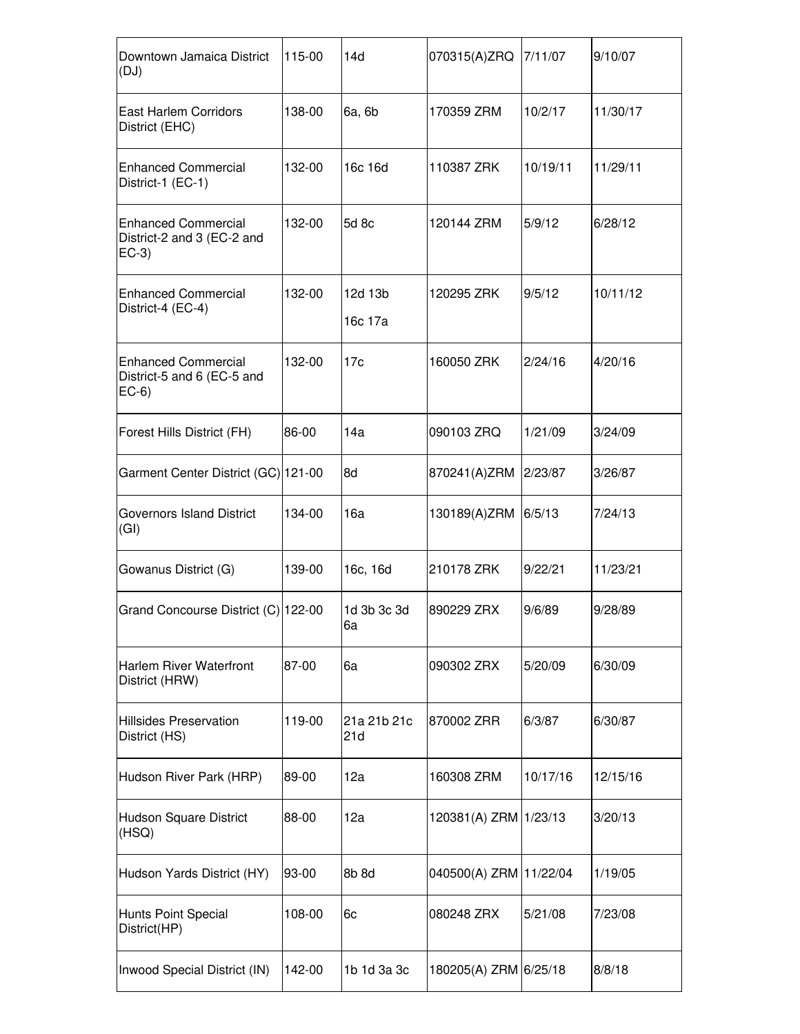| | | | | | |
|---|---|---|---|---|---|
| Downtown Jamaica District (DJ) | 115-00 | 14d | 070315(A)ZRQ | 7/11/07 | 9/10/07 |
| East Harlem Corridors District (EHC) | 138-00 | 6a, 6b | 170359 ZRM | 10/2/17 | 11/30/17 |
| Enhanced Commercial District-1 (EC-1) | 132-00 | 16c 16d | 110387 ZRK | 10/19/11 | 11/29/11 |
| Enhanced Commercial District-2 and 3 (EC-2 and EC-3) | 132-00 | 5d 8c | 120144 ZRM | 5/9/12 | 6/28/12 |
| Enhanced Commercial District-4 (EC-4) | 132-00 | 12d 13b 16c 17a | 120295 ZRK | 9/5/12 | 10/11/12 |
| Enhanced Commercial District-5 and 6 (EC-5 and EC-6) | 132-00 | 17c | 160050 ZRK | 2/24/16 | 4/20/16 |
| Forest Hills District (FH) | 86-00 | 14a | 090103 ZRQ | 1/21/09 | 3/24/09 |
| Garment Center District (GC) | 121-00 | 8d | 870241(A)ZRM | 2/23/87 | 3/26/87 |
| Governors Island District (GI) | 134-00 | 16a | 130189(A)ZRM | 6/5/13 | 7/24/13 |
| Gowanus District (G) | 139-00 | 16c, 16d | 210178 ZRK | 9/22/21 | 11/23/21 |
| Grand Concourse District (C) | 122-00 | 1d 3b 3c 3d 6a | 890229 ZRX | 9/6/89 | 9/28/89 |
| Harlem River Waterfront District (HRW) | 87-00 | 6a | 090302 ZRX | 5/20/09 | 6/30/09 |
| Hillsides Preservation District (HS) | 119-00 | 21a 21b 21c 21d | 870002 ZRR | 6/3/87 | 6/30/87 |
| Hudson River Park (HRP) | 89-00 | 12a | 160308 ZRM | 10/17/16 | 12/15/16 |
| Hudson Square District (HSQ) | 88-00 | 12a | 120381(A) ZRM | 1/23/13 | 3/20/13 |
| Hudson Yards District (HY) | 93-00 | 8b 8d | 040500(A) ZRM | 11/22/04 | 1/19/05 |
| Hunts Point Special District(HP) | 108-00 | 6c | 080248 ZRX | 5/21/08 | 7/23/08 |
| Inwood Special District (IN) | 142-00 | 1b 1d 3a 3c | 180205(A) ZRM | 6/25/18 | 8/8/18 |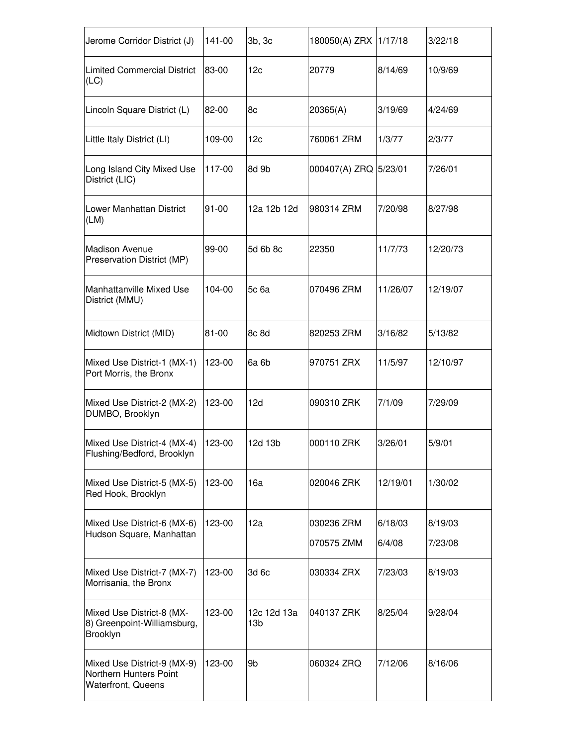| Jerome Corridor District (J) | 141-00 | 3b, 3c | 180050(A) ZRX | 1/17/18 | 3/22/18 |
|---|---|---|---|---|---|
| Limited Commercial District (LC) | 83-00 | 12c | 20779 | 8/14/69 | 10/9/69 |
| Lincoln Square District (L) | 82-00 | 8c | 20365(A) | 3/19/69 | 4/24/69 |
| Little Italy District (LI) | 109-00 | 12c | 760061 ZRM | 1/3/77 | 2/3/77 |
| Long Island City Mixed Use District (LIC) | 117-00 | 8d 9b | 000407(A) ZRQ | 5/23/01 | 7/26/01 |
| Lower Manhattan District (LM) | 91-00 | 12a 12b 12d | 980314 ZRM | 7/20/98 | 8/27/98 |
| Madison Avenue Preservation District (MP) | 99-00 | 5d 6b 8c | 22350 | 11/7/73 | 12/20/73 |
| Manhattanville Mixed Use District (MMU) | 104-00 | 5c 6a | 070496 ZRM | 11/26/07 | 12/19/07 |
| Midtown District (MID) | 81-00 | 8c 8d | 820253 ZRM | 3/16/82 | 5/13/82 |
| Mixed Use District-1 (MX-1) Port Morris, the Bronx | 123-00 | 6a 6b | 970751 ZRX | 11/5/97 | 12/10/97 |
| Mixed Use District-2 (MX-2) DUMBO, Brooklyn | 123-00 | 12d | 090310 ZRK | 7/1/09 | 7/29/09 |
| Mixed Use District-4 (MX-4) Flushing/Bedford, Brooklyn | 123-00 | 12d 13b | 000110 ZRK | 3/26/01 | 5/9/01 |
| Mixed Use District-5 (MX-5) Red Hook, Brooklyn | 123-00 | 16a | 020046 ZRK | 12/19/01 | 1/30/02 |
| Mixed Use District-6 (MX-6) Hudson Square, Manhattan | 123-00 | 12a | 030236 ZRM<br>070575 ZMM | 6/18/03<br>6/4/08 | 8/19/03<br>7/23/08 |
| Mixed Use District-7 (MX-7) Morrisania, the Bronx | 123-00 | 3d 6c | 030334 ZRX | 7/23/03 | 8/19/03 |
| Mixed Use District-8 (MX-8) Greenpoint-Williamsburg, Brooklyn | 123-00 | 12c 12d 13a 13b | 040137 ZRK | 8/25/04 | 9/28/04 |
| Mixed Use District-9 (MX-9) Northern Hunters Point Waterfront, Queens | 123-00 | 9b | 060324 ZRQ | 7/12/06 | 8/16/06 |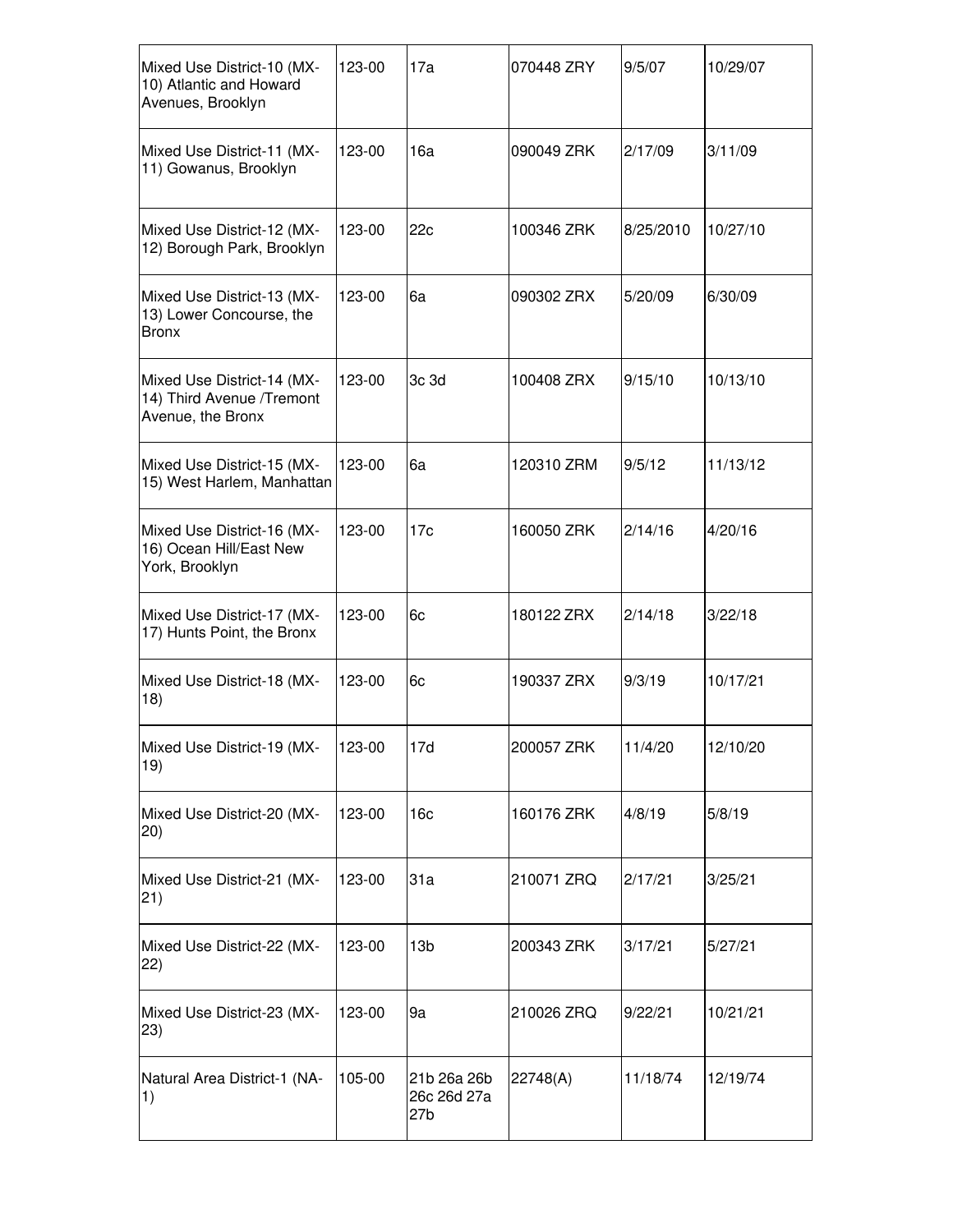| | | | | | |
|---|---|---|---|---|---|
| Mixed Use District-10 (MX-10) Atlantic and Howard Avenues, Brooklyn | 123-00 | 17a | 070448 ZRY | 9/5/07 | 10/29/07 |
| Mixed Use District-11 (MX-11) Gowanus, Brooklyn | 123-00 | 16a | 090049 ZRK | 2/17/09 | 3/11/09 |
| Mixed Use District-12 (MX-12) Borough Park, Brooklyn | 123-00 | 22c | 100346 ZRK | 8/25/2010 | 10/27/10 |
| Mixed Use District-13 (MX-13) Lower Concourse, the Bronx | 123-00 | 6a | 090302 ZRX | 5/20/09 | 6/30/09 |
| Mixed Use District-14 (MX-14) Third Avenue /Tremont Avenue, the Bronx | 123-00 | 3c 3d | 100408 ZRX | 9/15/10 | 10/13/10 |
| Mixed Use District-15 (MX-15) West Harlem, Manhattan | 123-00 | 6a | 120310 ZRM | 9/5/12 | 11/13/12 |
| Mixed Use District-16 (MX-16) Ocean Hill/East New York, Brooklyn | 123-00 | 17c | 160050 ZRK | 2/14/16 | 4/20/16 |
| Mixed Use District-17 (MX-17) Hunts Point, the Bronx | 123-00 | 6c | 180122 ZRX | 2/14/18 | 3/22/18 |
| Mixed Use District-18 (MX-18) | 123-00 | 6c | 190337 ZRX | 9/3/19 | 10/17/21 |
| Mixed Use District-19 (MX-19) | 123-00 | 17d | 200057 ZRK | 11/4/20 | 12/10/20 |
| Mixed Use District-20 (MX-20) | 123-00 | 16c | 160176 ZRK | 4/8/19 | 5/8/19 |
| Mixed Use District-21 (MX-21) | 123-00 | 31a | 210071 ZRQ | 2/17/21 | 3/25/21 |
| Mixed Use District-22 (MX-22) | 123-00 | 13b | 200343 ZRK | 3/17/21 | 5/27/21 |
| Mixed Use District-23 (MX-23) | 123-00 | 9a | 210026 ZRQ | 9/22/21 | 10/21/21 |
| Natural Area District-1 (NA-1) | 105-00 | 21b 26a 26b 26c 26d 27a 27b | 22748(A) | 11/18/74 | 12/19/74 |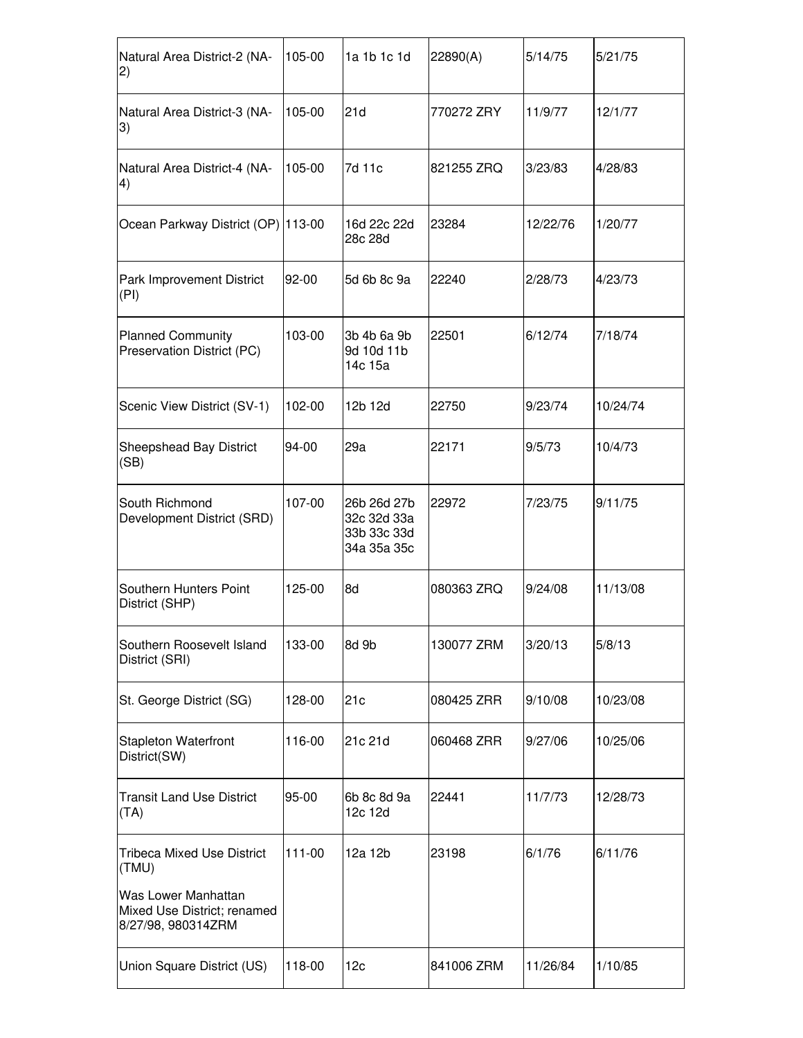| | | | | | |
|---|---|---|---|---|---|
| Natural Area District-2 (NA-2) | 105-00 | 1a 1b 1c 1d | 22890(A) | 5/14/75 | 5/21/75 |
| Natural Area District-3 (NA-3) | 105-00 | 21d | 770272 ZRY | 11/9/77 | 12/1/77 |
| Natural Area District-4 (NA-4) | 105-00 | 7d 11c | 821255 ZRQ | 3/23/83 | 4/28/83 |
| Ocean Parkway District (OP) | 113-00 | 16d 22c 22d 28c 28d | 23284 | 12/22/76 | 1/20/77 |
| Park Improvement District (PI) | 92-00 | 5d 6b 8c 9a | 22240 | 2/28/73 | 4/23/73 |
| Planned Community Preservation District (PC) | 103-00 | 3b 4b 6a 9b 9d 10d 11b 14c 15a | 22501 | 6/12/74 | 7/18/74 |
| Scenic View District (SV-1) | 102-00 | 12b 12d | 22750 | 9/23/74 | 10/24/74 |
| Sheepshead Bay District (SB) | 94-00 | 29a | 22171 | 9/5/73 | 10/4/73 |
| South Richmond Development District (SRD) | 107-00 | 26b 26d 27b 32c 32d 33a 33b 33c 33d 34a 35a 35c | 22972 | 7/23/75 | 9/11/75 |
| Southern Hunters Point District (SHP) | 125-00 | 8d | 080363 ZRQ | 9/24/08 | 11/13/08 |
| Southern Roosevelt Island District (SRI) | 133-00 | 8d 9b | 130077 ZRM | 3/20/13 | 5/8/13 |
| St. George District (SG) | 128-00 | 21c | 080425 ZRR | 9/10/08 | 10/23/08 |
| Stapleton Waterfront District(SW) | 116-00 | 21c 21d | 060468 ZRR | 9/27/06 | 10/25/06 |
| Transit Land Use District (TA) | 95-00 | 6b 8c 8d 9a 12c 12d | 22441 | 11/7/73 | 12/28/73 |
| Tribeca Mixed Use District (TMU)<br><br>Was Lower Manhattan Mixed Use District; renamed 8/27/98, 980314ZRM | 111-00 | 12a 12b | 23198 | 6/1/76 | 6/11/76 |
| Union Square District (US) | 118-00 | 12c | 841006 ZRM | 11/26/84 | 1/10/85 |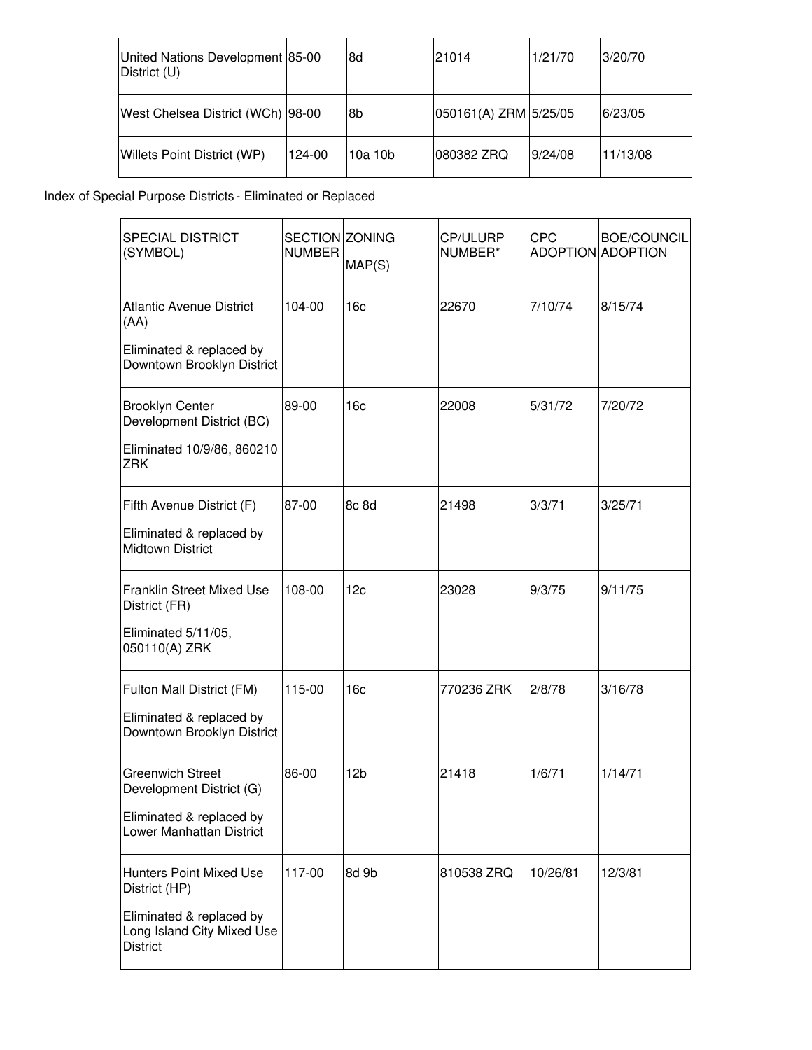| United Nations Development District (U) | 85-00 | 8d | 21014 | 1/21/70 | 3/20/70 |
|---|---|---|---|---|---|
| West Chelsea District (WCh) | 98-00 | 8b | 050161(A) ZRM | 5/25/05 | 6/23/05 |
| Willets Point District (WP) | 124-00 | 10a 10b | 080382 ZRQ | 9/24/08 | 11/13/08 |

Index of Special Purpose Districts - Eliminated or Replaced

| SPECIAL DISTRICT (SYMBOL) | SECTION NUMBER | ZONING MAP(S) | CP/ULURP NUMBER* | CPC ADOPTION | BOE/COUNCIL ADOPTION |
|---|---|---|---|---|---|
| Atlantic Avenue District (AA)<br><br>Eliminated & replaced by Downtown Brooklyn District | 104-00 | 16c | 22670 | 7/10/74 | 8/15/74 |
| Brooklyn Center Development District (BC)<br><br>Eliminated 10/9/86, 860210 ZRK | 89-00 | 16c | 22008 | 5/31/72 | 7/20/72 |
| Fifth Avenue District (F)<br><br>Eliminated & replaced by Midtown District | 87-00 | 8c 8d | 21498 | 3/3/71 | 3/25/71 |
| Franklin Street Mixed Use District (FR)<br><br>Eliminated 5/11/05, 050110(A) ZRK | 108-00 | 12c | 23028 | 9/3/75 | 9/11/75 |
| Fulton Mall District (FM)<br><br>Eliminated & replaced by Downtown Brooklyn District | 115-00 | 16c | 770236 ZRK | 2/8/78 | 3/16/78 |
| Greenwich Street Development District (G)<br><br>Eliminated & replaced by Lower Manhattan District | 86-00 | 12b | 21418 | 1/6/71 | 1/14/71 |
| Hunters Point Mixed Use District (HP)<br><br>Eliminated & replaced by Long Island City Mixed Use District | 117-00 | 8d 9b | 810538 ZRQ | 10/26/81 | 12/3/81 |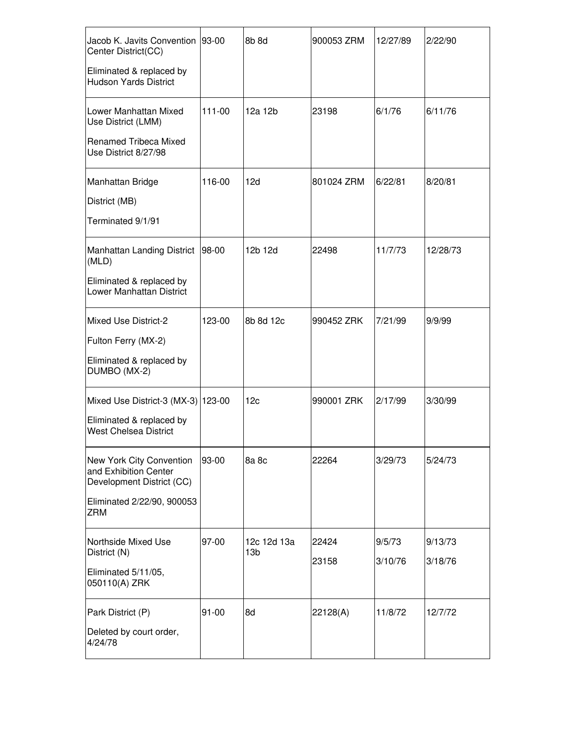| | | | | | |
|---|---|---|---|---|---|
| Jacob K. Javits Convention Center District(CC)<br><br>Eliminated & replaced by Hudson Yards District | 93-00 | 8b 8d | 900053 ZRM | 12/27/89 | 2/22/90 |
| Lower Manhattan Mixed Use District (LMM)<br><br>Renamed Tribeca Mixed Use District 8/27/98 | 111-00 | 12a 12b | 23198 | 6/1/76 | 6/11/76 |
| Manhattan Bridge<br><br>District (MB)<br><br>Terminated 9/1/91 | 116-00 | 12d | 801024 ZRM | 6/22/81 | 8/20/81 |
| Manhattan Landing District (MLD)<br><br>Eliminated & replaced by Lower Manhattan District | 98-00 | 12b 12d | 22498 | 11/7/73 | 12/28/73 |
| Mixed Use District-2<br><br>Fulton Ferry (MX-2)<br><br>Eliminated & replaced by DUMBO (MX-2) | 123-00 | 8b 8d 12c | 990452 ZRK | 7/21/99 | 9/9/99 |
| Mixed Use District-3 (MX-3)<br><br>Eliminated & replaced by West Chelsea District | 123-00 | 12c | 990001 ZRK | 2/17/99 | 3/30/99 |
| New York City Convention and Exhibition Center Development District (CC)<br><br>Eliminated 2/22/90, 900053 ZRM | 93-00 | 8a 8c | 22264 | 3/29/73 | 5/24/73 |
| Northside Mixed Use District (N)<br><br>Eliminated 5/11/05, 050110(A) ZRK | 97-00 | 12c 12d 13a 13b | 22424<br><br>23158 | 9/5/73<br><br>3/10/76 | 9/13/73<br><br>3/18/76 |
| Park District (P)<br><br>Deleted by court order, 4/24/78 | 91-00 | 8d | 22128(A) | 11/8/72 | 12/7/72 |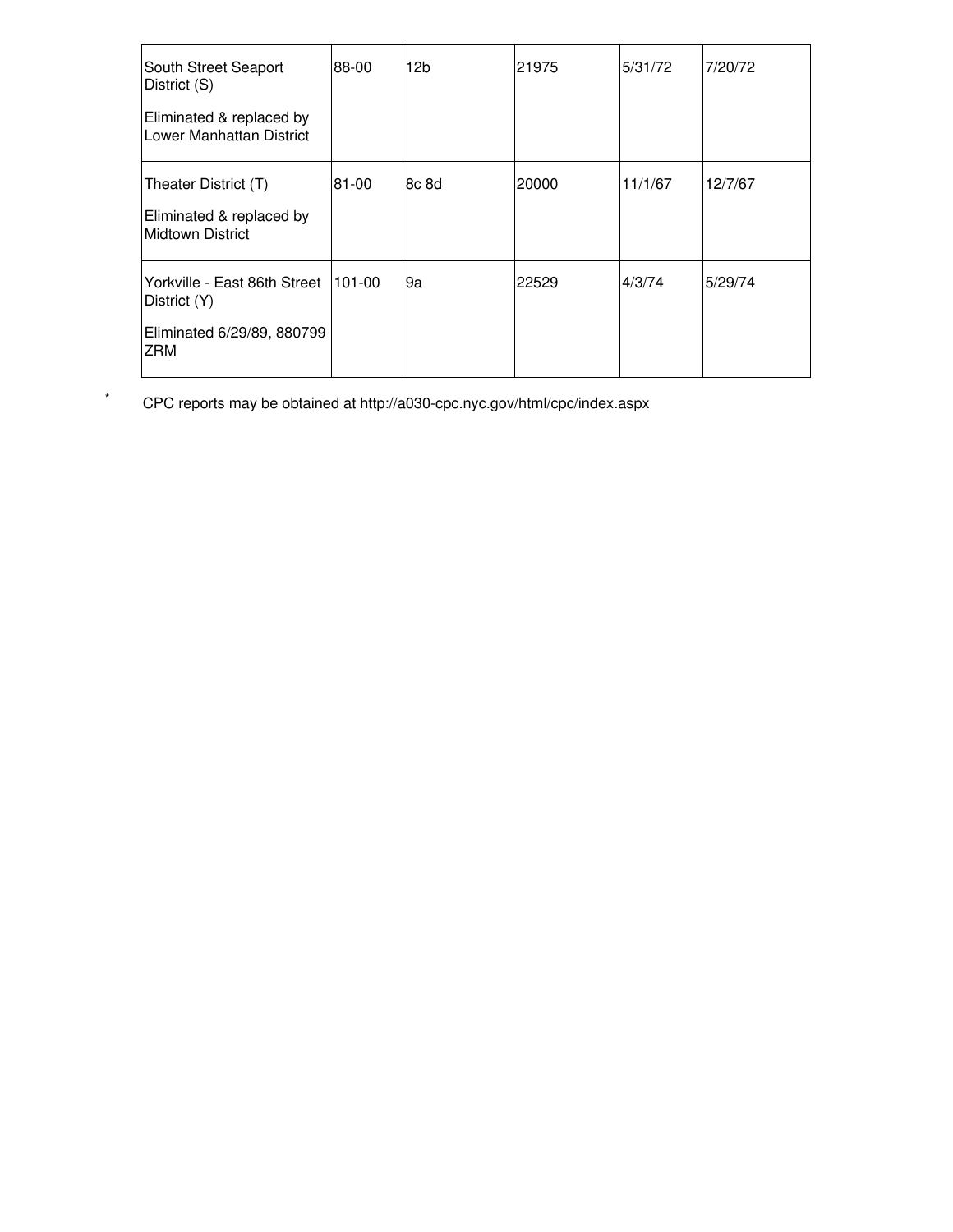| | | | | | |
|---|---|---|---|---|---|
| South Street Seaport District (S)<br><br>Eliminated & replaced by Lower Manhattan District | 88-00 | 12b | 21975 | 5/31/72 | 7/20/72 |
| Theater District (T)<br><br>Eliminated & replaced by Midtown District | 81-00 | 8c 8d | 20000 | 11/1/67 | 12/7/67 |
| Yorkville - East 86th Street District (Y)<br><br>Eliminated 6/29/89, 880799 ZRM | 101-00 | 9a | 22529 | 4/3/74 | 5/29/74 |

\* CPC reports may be obtained at http://a030-cpc.nyc.gov/html/cpc/index.aspx